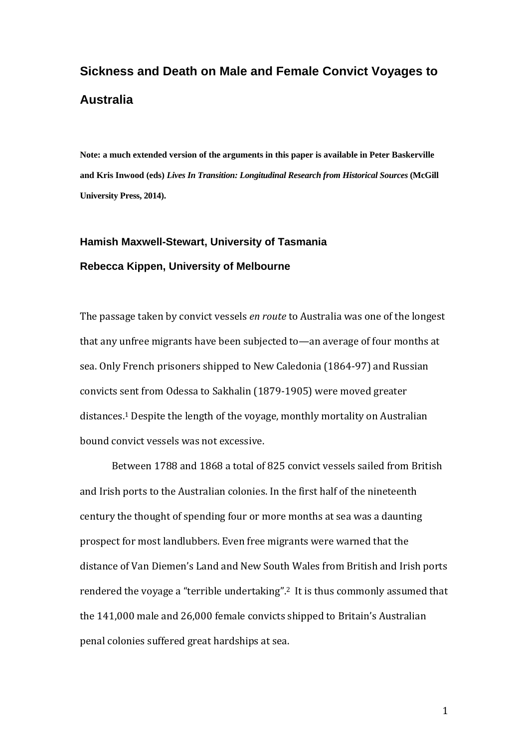# Sickness and Death on Male and Female Convict Voyages to Australia

**Note: a much extended version of the arguments in this paper is available in Peter Baskerville and Kris Inwood (eds) *Lives In Transition: Longitudinal Research from Historical Sources* (McGill University Press, 2014).**

**Hamish Maxwell-Stewart, University of Tasmania**

**Rebecca Kippen, University of Melbourne**

The passage taken by convict vessels *en route* to Australia was one of the longest that any unfree migrants have been subjected to—an average of four months at sea. Only French prisoners shipped to New Caledonia (1864-97) and Russian convicts sent from Odessa to Sakhalin (1879-1905) were moved greater distances.[1] Despite the length of the voyage, monthly mortality on Australian bound convict vessels was not excessive.

Between 1788 and 1868 a total of 825 convict vessels sailed from British and Irish ports to the Australian colonies. In the first half of the nineteenth century the thought of spending four or more months at sea was a daunting prospect for most landlubbers. Even free migrants were warned that the distance of Van Diemen's Land and New South Wales from British and Irish ports rendered the voyage a "terrible undertaking".[2] It is thus commonly assumed that the 141,000 male and 26,000 female convicts shipped to Britain's Australian penal colonies suffered great hardships at sea.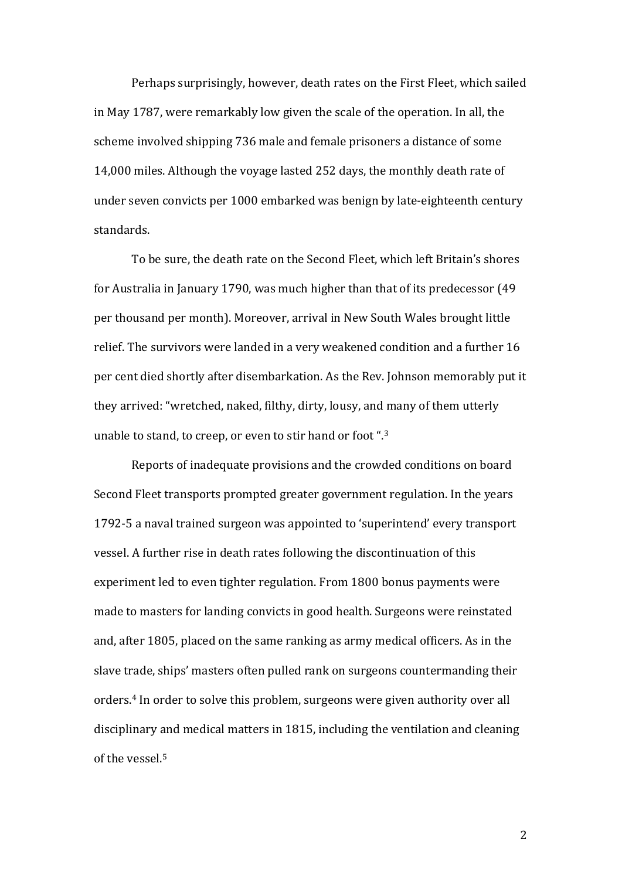Perhaps surprisingly, however, death rates on the First Fleet, which sailed in May 1787, were remarkably low given the scale of the operation. In all, the scheme involved shipping 736 male and female prisoners a distance of some 14,000 miles. Although the voyage lasted 252 days, the monthly death rate of under seven convicts per 1000 embarked was benign by late-eighteenth century standards.

To be sure, the death rate on the Second Fleet, which left Britain's shores for Australia in January 1790, was much higher than that of its predecessor (49 per thousand per month). Moreover, arrival in New South Wales brought little relief. The survivors were landed in a very weakened condition and a further 16 per cent died shortly after disembarkation. As the Rev. Johnson memorably put it they arrived: "wretched, naked, filthy, dirty, lousy, and many of them utterly unable to stand, to creep, or even to stir hand or foot ".[3]

Reports of inadequate provisions and the crowded conditions on board Second Fleet transports prompted greater government regulation. In the years 1792-5 a naval trained surgeon was appointed to 'superintend' every transport vessel. A further rise in death rates following the discontinuation of this experiment led to even tighter regulation. From 1800 bonus payments were made to masters for landing convicts in good health. Surgeons were reinstated and, after 1805, placed on the same ranking as army medical officers. As in the slave trade, ships' masters often pulled rank on surgeons countermanding their orders.[4] In order to solve this problem, surgeons were given authority over all disciplinary and medical matters in 1815, including the ventilation and cleaning of the vessel.[5]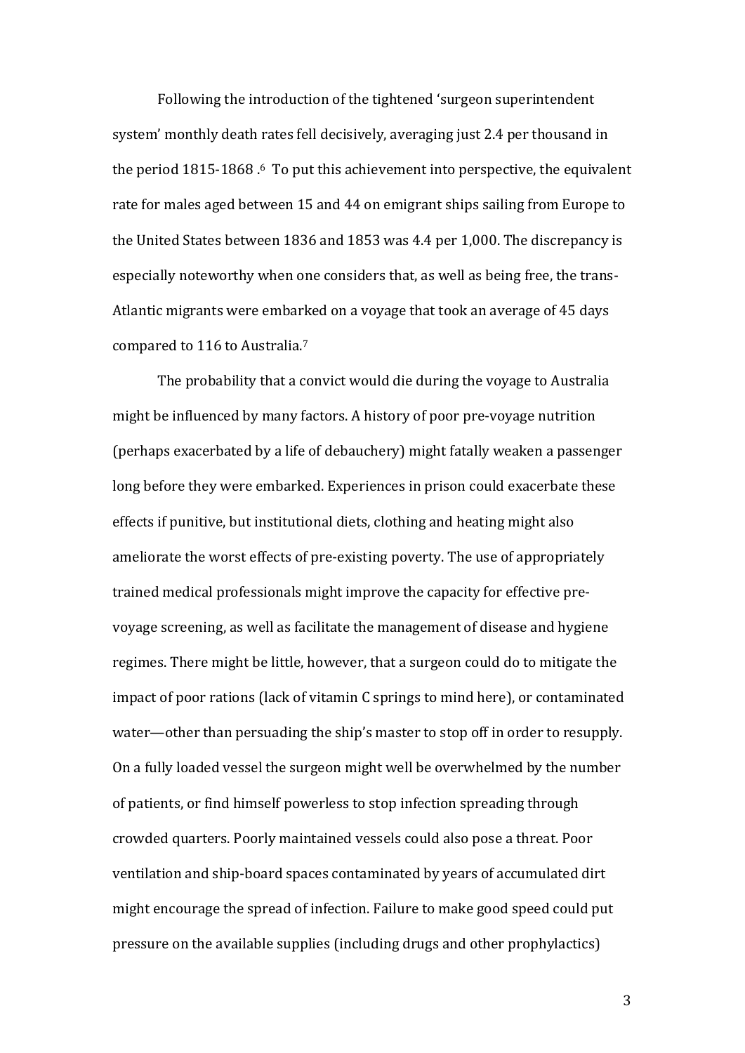Following the introduction of the tightened 'surgeon superintendent system' monthly death rates fell decisively, averaging just 2.4 per thousand in the period 1815-1868 .[6] To put this achievement into perspective, the equivalent rate for males aged between 15 and 44 on emigrant ships sailing from Europe to the United States between 1836 and 1853 was 4.4 per 1,000. The discrepancy is especially noteworthy when one considers that, as well as being free, the trans-Atlantic migrants were embarked on a voyage that took an average of 45 days compared to 116 to Australia.[7]

The probability that a convict would die during the voyage to Australia might be influenced by many factors. A history of poor pre-voyage nutrition (perhaps exacerbated by a life of debauchery) might fatally weaken a passenger long before they were embarked. Experiences in prison could exacerbate these effects if punitive, but institutional diets, clothing and heating might also ameliorate the worst effects of pre-existing poverty. The use of appropriately trained medical professionals might improve the capacity for effective pre-voyage screening, as well as facilitate the management of disease and hygiene regimes. There might be little, however, that a surgeon could do to mitigate the impact of poor rations (lack of vitamin C springs to mind here), or contaminated water—other than persuading the ship's master to stop off in order to resupply. On a fully loaded vessel the surgeon might well be overwhelmed by the number of patients, or find himself powerless to stop infection spreading through crowded quarters. Poorly maintained vessels could also pose a threat. Poor ventilation and ship-board spaces contaminated by years of accumulated dirt might encourage the spread of infection. Failure to make good speed could put pressure on the available supplies (including drugs and other prophylactics)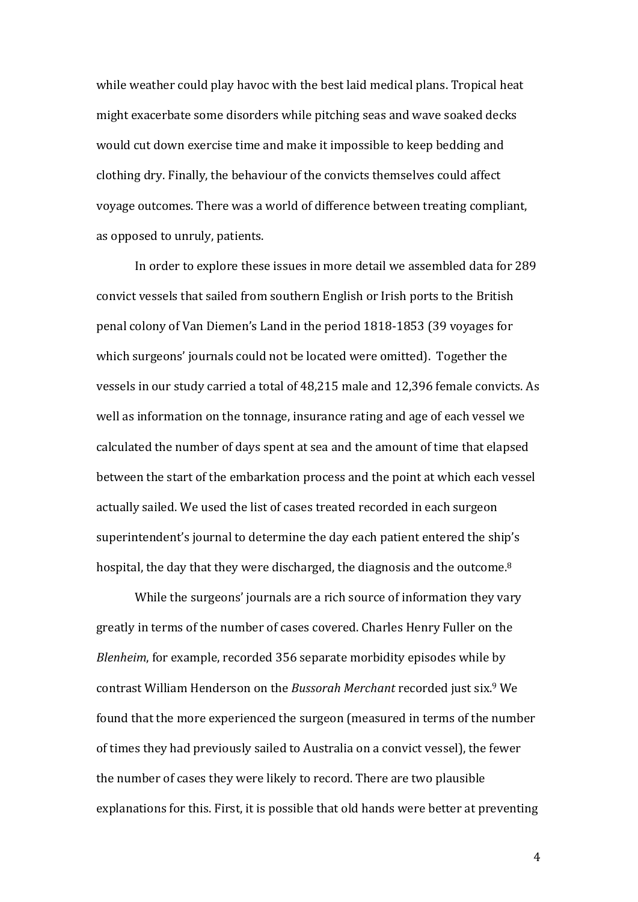while weather could play havoc with the best laid medical plans. Tropical heat might exacerbate some disorders while pitching seas and wave soaked decks would cut down exercise time and make it impossible to keep bedding and clothing dry. Finally, the behaviour of the convicts themselves could affect voyage outcomes. There was a world of difference between treating compliant, as opposed to unruly, patients.

In order to explore these issues in more detail we assembled data for 289 convict vessels that sailed from southern English or Irish ports to the British penal colony of Van Diemen's Land in the period 1818-1853 (39 voyages for which surgeons' journals could not be located were omitted). Together the vessels in our study carried a total of 48,215 male and 12,396 female convicts. As well as information on the tonnage, insurance rating and age of each vessel we calculated the number of days spent at sea and the amount of time that elapsed between the start of the embarkation process and the point at which each vessel actually sailed. We used the list of cases treated recorded in each surgeon superintendent's journal to determine the day each patient entered the ship's hospital, the day that they were discharged, the diagnosis and the outcome.[8]

While the surgeons' journals are a rich source of information they vary greatly in terms of the number of cases covered. Charles Henry Fuller on the *Blenheim*, for example, recorded 356 separate morbidity episodes while by contrast William Henderson on the *Bussorah Merchant* recorded just six.[9] We found that the more experienced the surgeon (measured in terms of the number of times they had previously sailed to Australia on a convict vessel), the fewer the number of cases they were likely to record. There are two plausible explanations for this. First, it is possible that old hands were better at preventing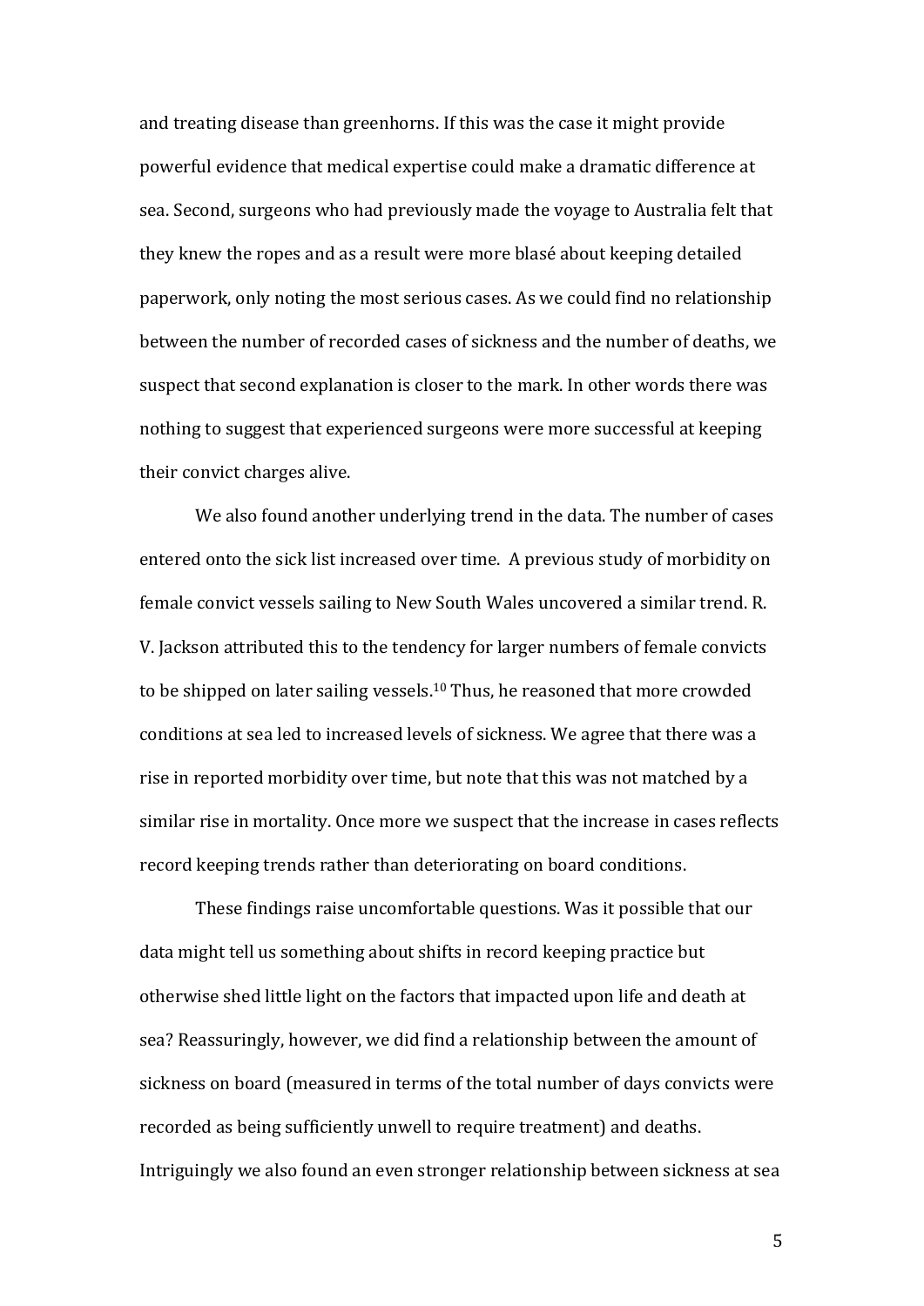and treating disease than greenhorns. If this was the case it might provide powerful evidence that medical expertise could make a dramatic difference at sea. Second, surgeons who had previously made the voyage to Australia felt that they knew the ropes and as a result were more blasé about keeping detailed paperwork, only noting the most serious cases. As we could find no relationship between the number of recorded cases of sickness and the number of deaths, we suspect that second explanation is closer to the mark. In other words there was nothing to suggest that experienced surgeons were more successful at keeping their convict charges alive.

We also found another underlying trend in the data. The number of cases entered onto the sick list increased over time. A previous study of morbidity on female convict vessels sailing to New South Wales uncovered a similar trend. R. V. Jackson attributed this to the tendency for larger numbers of female convicts to be shipped on later sailing vessels.[10] Thus, he reasoned that more crowded conditions at sea led to increased levels of sickness. We agree that there was a rise in reported morbidity over time, but note that this was not matched by a similar rise in mortality. Once more we suspect that the increase in cases reflects record keeping trends rather than deteriorating on board conditions.

These findings raise uncomfortable questions. Was it possible that our data might tell us something about shifts in record keeping practice but otherwise shed little light on the factors that impacted upon life and death at sea? Reassuringly, however, we did find a relationship between the amount of sickness on board (measured in terms of the total number of days convicts were recorded as being sufficiently unwell to require treatment) and deaths. Intriguingly we also found an even stronger relationship between sickness at sea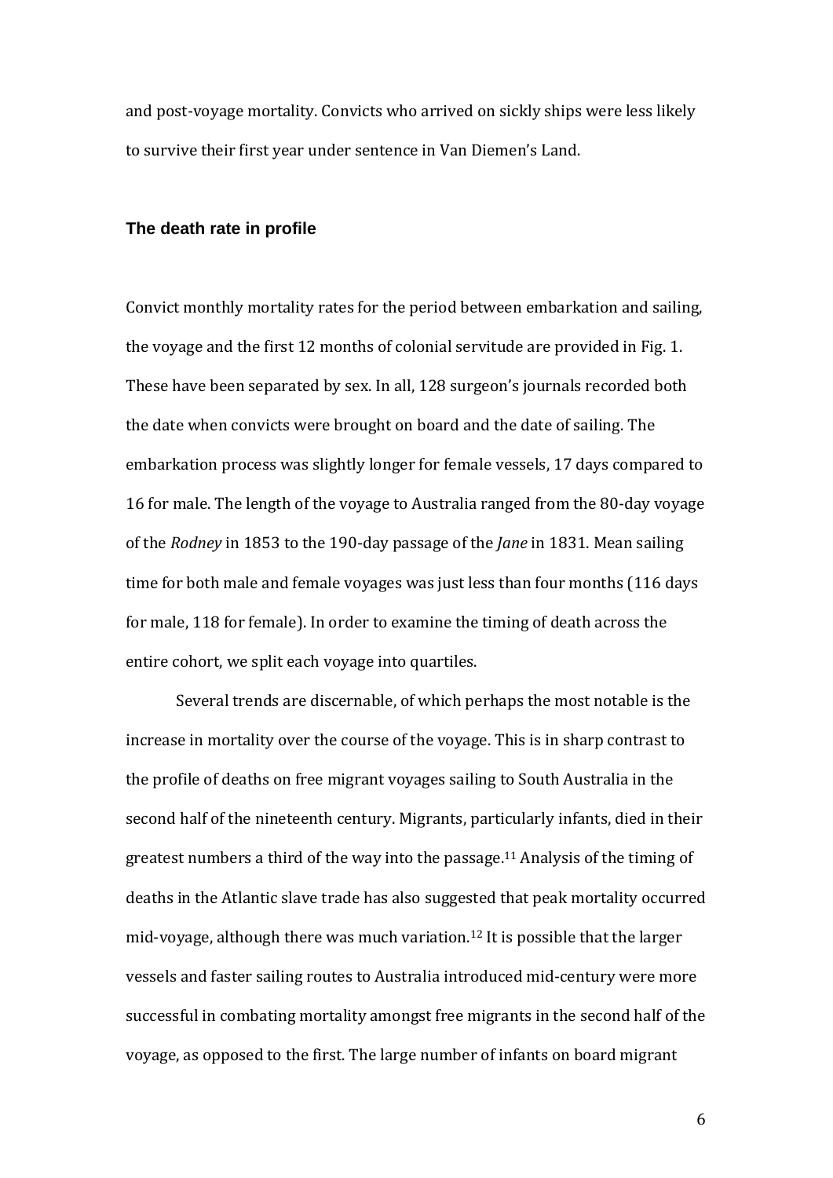and post-voyage mortality. Convicts who arrived on sickly ships were less likely to survive their first year under sentence in Van Diemen's Land.

## The death rate in profile

Convict monthly mortality rates for the period between embarkation and sailing, the voyage and the first 12 months of colonial servitude are provided in Fig. 1. These have been separated by sex. In all, 128 surgeon's journals recorded both the date when convicts were brought on board and the date of sailing. The embarkation process was slightly longer for female vessels, 17 days compared to 16 for male. The length of the voyage to Australia ranged from the 80-day voyage of the *Rodney* in 1853 to the 190-day passage of the *Jane* in 1831. Mean sailing time for both male and female voyages was just less than four months (116 days for male, 118 for female). In order to examine the timing of death across the entire cohort, we split each voyage into quartiles.

Several trends are discernable, of which perhaps the most notable is the increase in mortality over the course of the voyage. This is in sharp contrast to the profile of deaths on free migrant voyages sailing to South Australia in the second half of the nineteenth century. Migrants, particularly infants, died in their greatest numbers a third of the way into the passage.[11] Analysis of the timing of deaths in the Atlantic slave trade has also suggested that peak mortality occurred mid-voyage, although there was much variation.[12] It is possible that the larger vessels and faster sailing routes to Australia introduced mid-century were more successful in combating mortality amongst free migrants in the second half of the voyage, as opposed to the first. The large number of infants on board migrant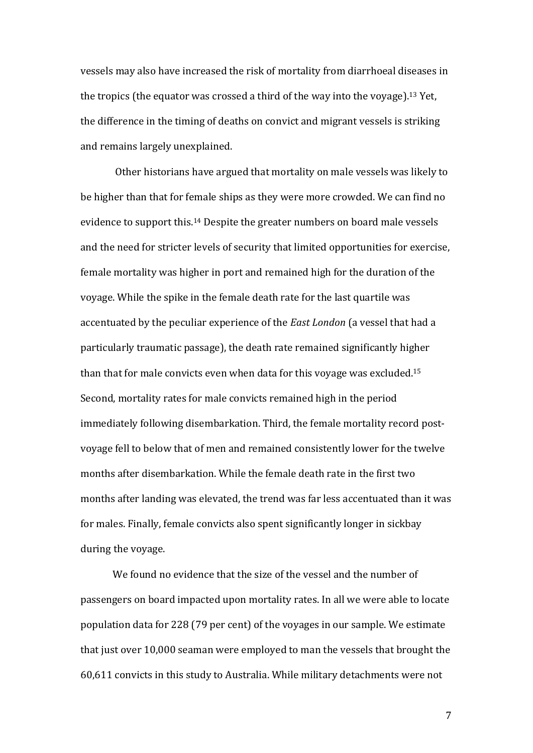vessels may also have increased the risk of mortality from diarrhoeal diseases in the tropics (the equator was crossed a third of the way into the voyage).[13] Yet, the difference in the timing of deaths on convict and migrant vessels is striking and remains largely unexplained.

Other historians have argued that mortality on male vessels was likely to be higher than that for female ships as they were more crowded. We can find no evidence to support this.[14] Despite the greater numbers on board male vessels and the need for stricter levels of security that limited opportunities for exercise, female mortality was higher in port and remained high for the duration of the voyage. While the spike in the female death rate for the last quartile was accentuated by the peculiar experience of the *East London* (a vessel that had a particularly traumatic passage), the death rate remained significantly higher than that for male convicts even when data for this voyage was excluded.[15] Second, mortality rates for male convicts remained high in the period immediately following disembarkation. Third, the female mortality record post-voyage fell to below that of men and remained consistently lower for the twelve months after disembarkation. While the female death rate in the first two months after landing was elevated, the trend was far less accentuated than it was for males. Finally, female convicts also spent significantly longer in sickbay during the voyage.

We found no evidence that the size of the vessel and the number of passengers on board impacted upon mortality rates. In all we were able to locate population data for 228 (79 per cent) of the voyages in our sample. We estimate that just over 10,000 seaman were employed to man the vessels that brought the 60,611 convicts in this study to Australia. While military detachments were not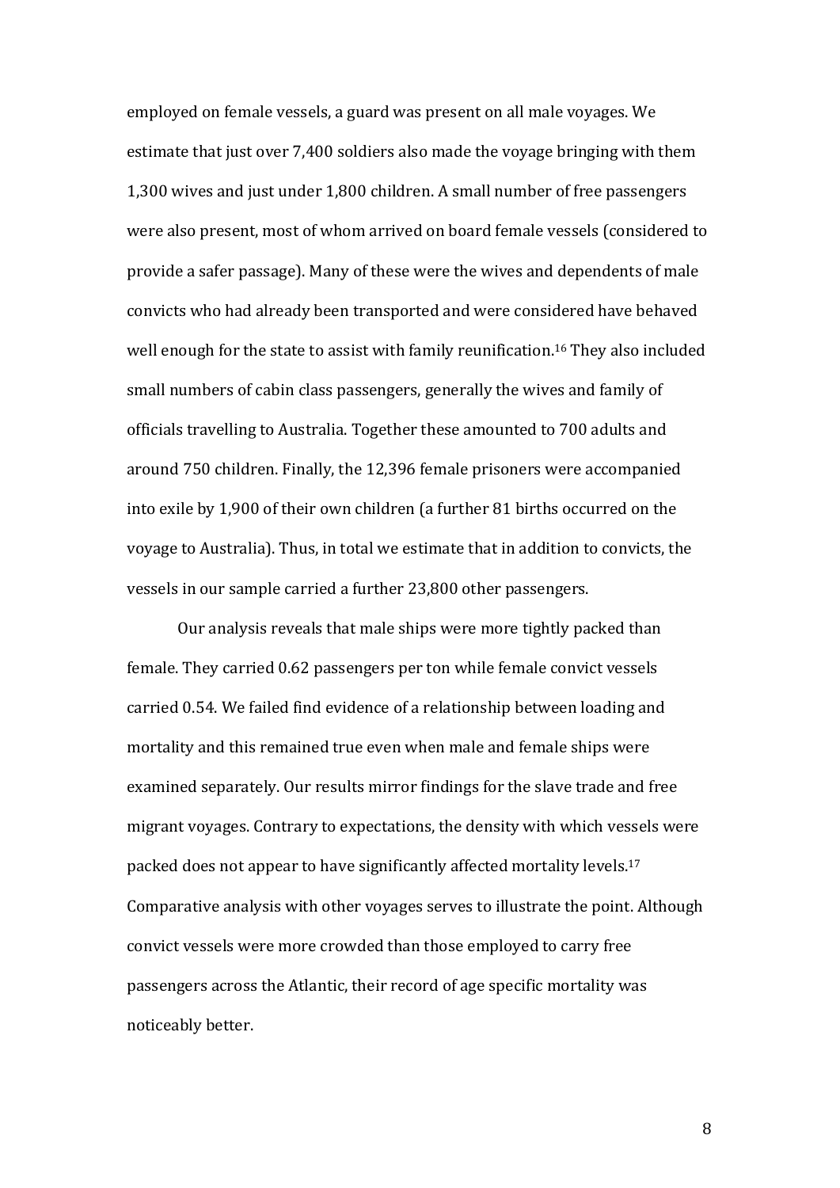employed on female vessels, a guard was present on all male voyages. We estimate that just over 7,400 soldiers also made the voyage bringing with them 1,300 wives and just under 1,800 children. A small number of free passengers were also present, most of whom arrived on board female vessels (considered to provide a safer passage). Many of these were the wives and dependents of male convicts who had already been transported and were considered have behaved well enough for the state to assist with family reunification.[16] They also included small numbers of cabin class passengers, generally the wives and family of officials travelling to Australia. Together these amounted to 700 adults and around 750 children. Finally, the 12,396 female prisoners were accompanied into exile by 1,900 of their own children (a further 81 births occurred on the voyage to Australia). Thus, in total we estimate that in addition to convicts, the vessels in our sample carried a further 23,800 other passengers.

Our analysis reveals that male ships were more tightly packed than female. They carried 0.62 passengers per ton while female convict vessels carried 0.54. We failed find evidence of a relationship between loading and mortality and this remained true even when male and female ships were examined separately. Our results mirror findings for the slave trade and free migrant voyages. Contrary to expectations, the density with which vessels were packed does not appear to have significantly affected mortality levels.[17] Comparative analysis with other voyages serves to illustrate the point. Although convict vessels were more crowded than those employed to carry free passengers across the Atlantic, their record of age specific mortality was noticeably better.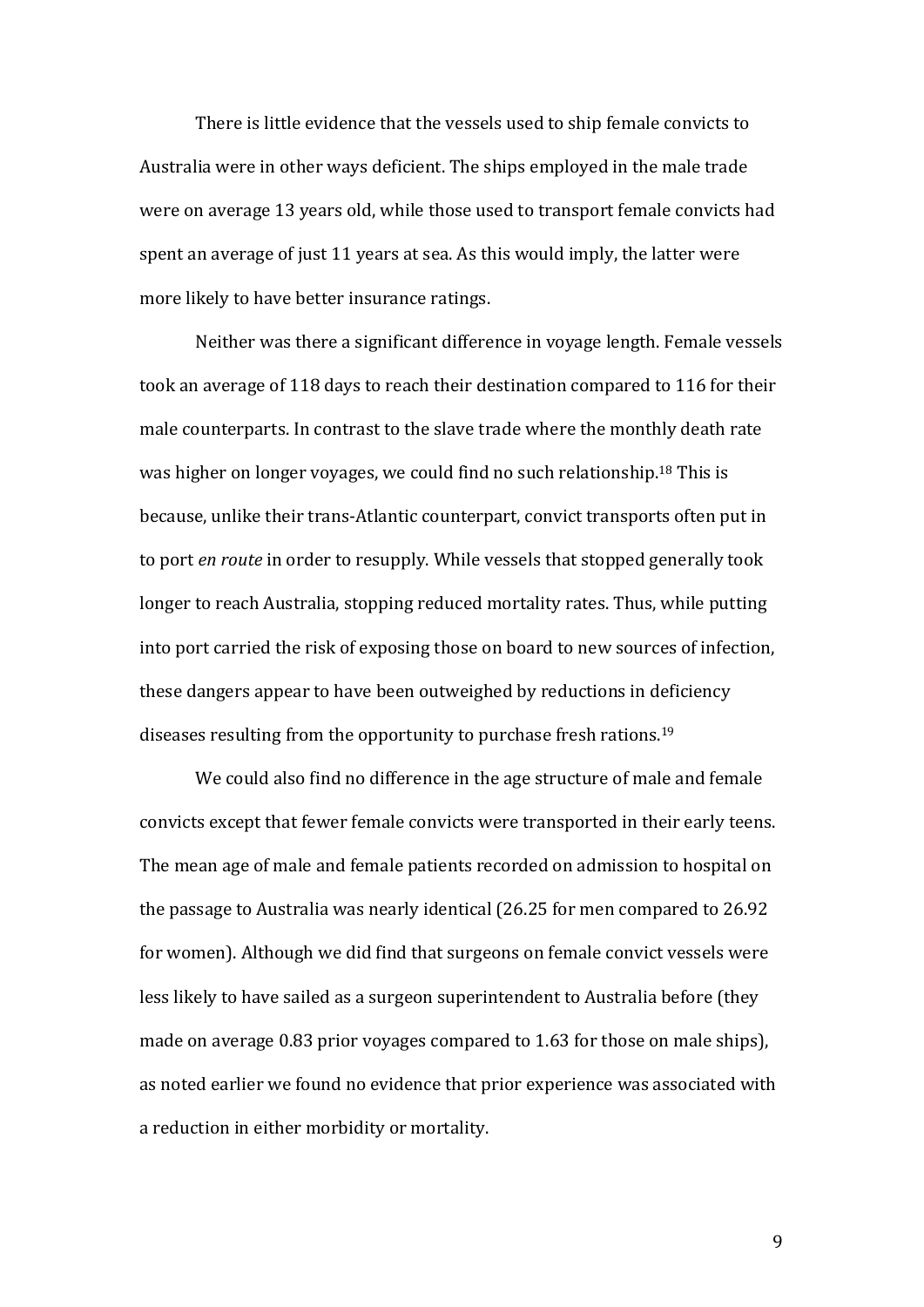There is little evidence that the vessels used to ship female convicts to Australia were in other ways deficient. The ships employed in the male trade were on average 13 years old, while those used to transport female convicts had spent an average of just 11 years at sea. As this would imply, the latter were more likely to have better insurance ratings.

Neither was there a significant difference in voyage length. Female vessels took an average of 118 days to reach their destination compared to 116 for their male counterparts. In contrast to the slave trade where the monthly death rate was higher on longer voyages, we could find no such relationship.[18] This is because, unlike their trans-Atlantic counterpart, convict transports often put in to port *en route* in order to resupply. While vessels that stopped generally took longer to reach Australia, stopping reduced mortality rates. Thus, while putting into port carried the risk of exposing those on board to new sources of infection, these dangers appear to have been outweighed by reductions in deficiency diseases resulting from the opportunity to purchase fresh rations.[19]

We could also find no difference in the age structure of male and female convicts except that fewer female convicts were transported in their early teens. The mean age of male and female patients recorded on admission to hospital on the passage to Australia was nearly identical (26.25 for men compared to 26.92 for women). Although we did find that surgeons on female convict vessels were less likely to have sailed as a surgeon superintendent to Australia before (they made on average 0.83 prior voyages compared to 1.63 for those on male ships), as noted earlier we found no evidence that prior experience was associated with a reduction in either morbidity or mortality.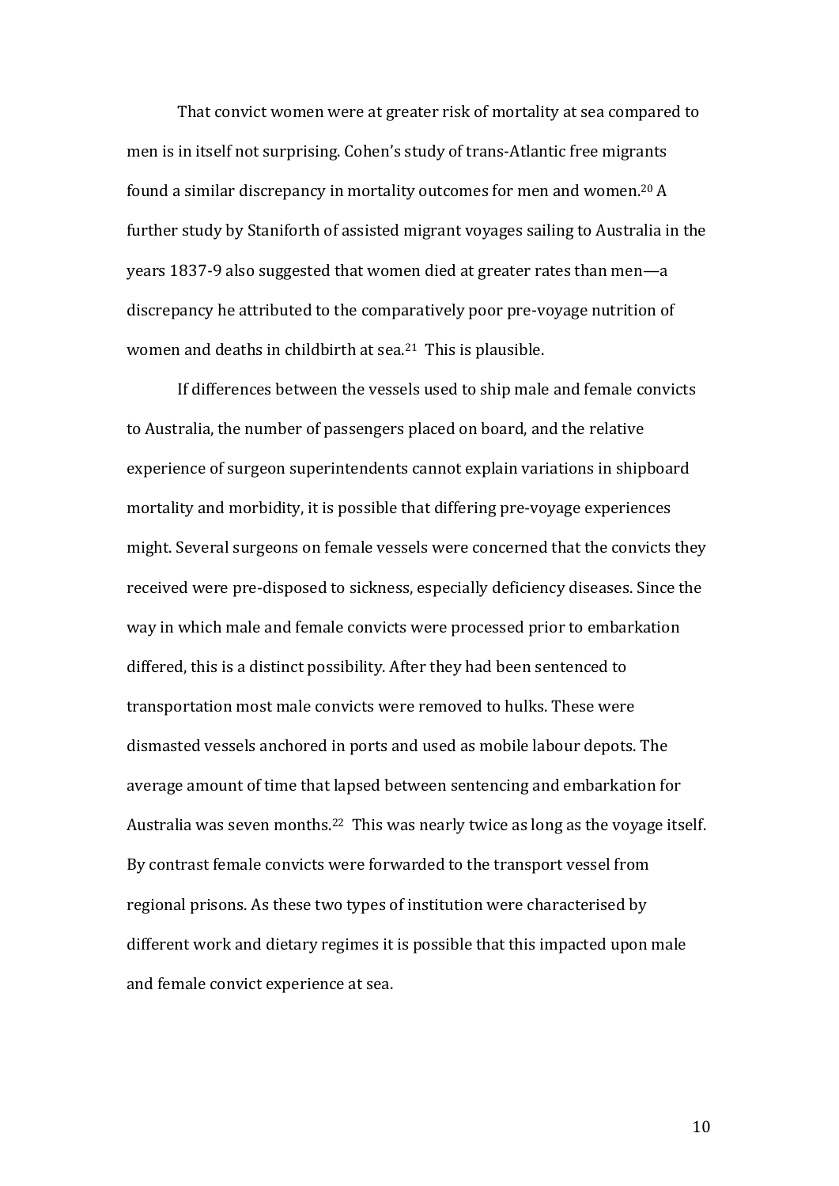That convict women were at greater risk of mortality at sea compared to men is in itself not surprising. Cohen's study of trans-Atlantic free migrants found a similar discrepancy in mortality outcomes for men and women.[20] A further study by Staniforth of assisted migrant voyages sailing to Australia in the years 1837-9 also suggested that women died at greater rates than men—a discrepancy he attributed to the comparatively poor pre-voyage nutrition of women and deaths in childbirth at sea.[21] This is plausible.

If differences between the vessels used to ship male and female convicts to Australia, the number of passengers placed on board, and the relative experience of surgeon superintendents cannot explain variations in shipboard mortality and morbidity, it is possible that differing pre-voyage experiences might. Several surgeons on female vessels were concerned that the convicts they received were pre-disposed to sickness, especially deficiency diseases. Since the way in which male and female convicts were processed prior to embarkation differed, this is a distinct possibility. After they had been sentenced to transportation most male convicts were removed to hulks. These were dismasted vessels anchored in ports and used as mobile labour depots. The average amount of time that lapsed between sentencing and embarkation for Australia was seven months.[22] This was nearly twice as long as the voyage itself. By contrast female convicts were forwarded to the transport vessel from regional prisons. As these two types of institution were characterised by different work and dietary regimes it is possible that this impacted upon male and female convict experience at sea.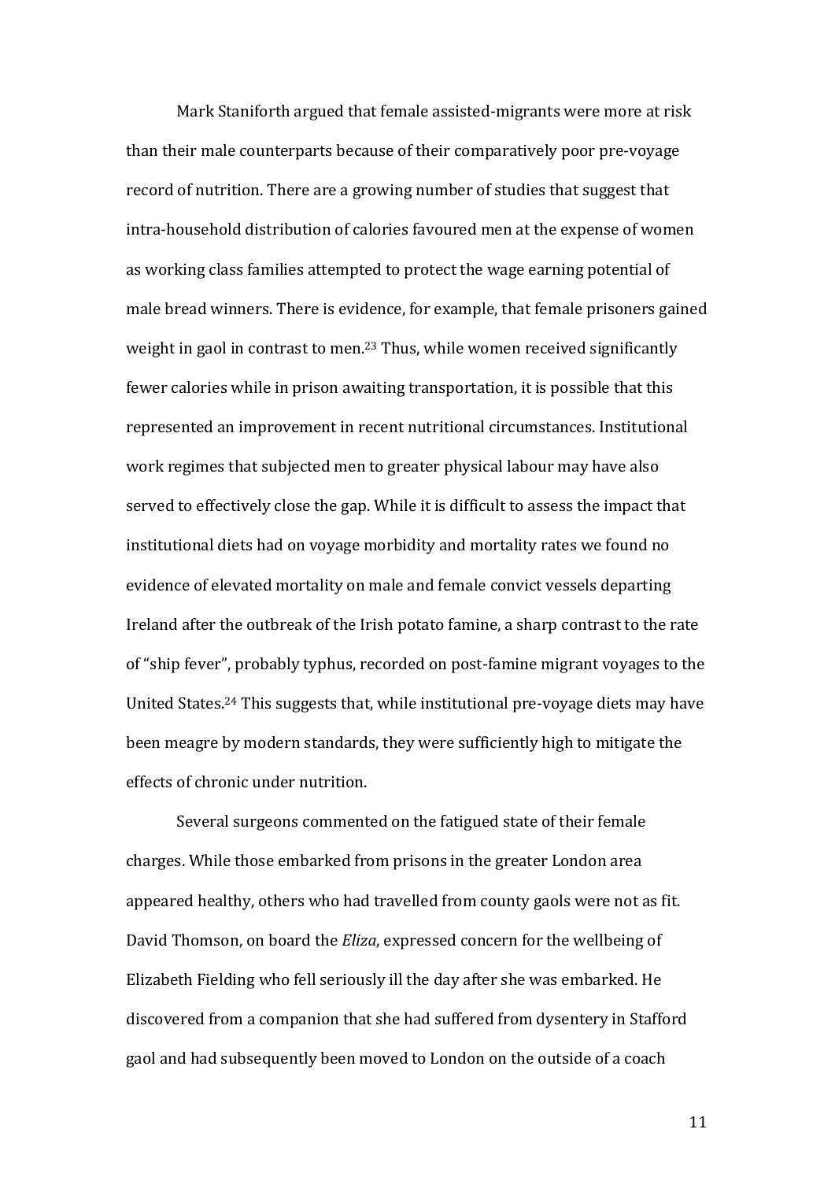Mark Staniforth argued that female assisted-migrants were more at risk than their male counterparts because of their comparatively poor pre-voyage record of nutrition. There are a growing number of studies that suggest that intra-household distribution of calories favoured men at the expense of women as working class families attempted to protect the wage earning potential of male bread winners. There is evidence, for example, that female prisoners gained weight in gaol in contrast to men.[23] Thus, while women received significantly fewer calories while in prison awaiting transportation, it is possible that this represented an improvement in recent nutritional circumstances. Institutional work regimes that subjected men to greater physical labour may have also served to effectively close the gap. While it is difficult to assess the impact that institutional diets had on voyage morbidity and mortality rates we found no evidence of elevated mortality on male and female convict vessels departing Ireland after the outbreak of the Irish potato famine, a sharp contrast to the rate of "ship fever", probably typhus, recorded on post-famine migrant voyages to the United States.[24] This suggests that, while institutional pre-voyage diets may have been meagre by modern standards, they were sufficiently high to mitigate the effects of chronic under nutrition.

Several surgeons commented on the fatigued state of their female charges. While those embarked from prisons in the greater London area appeared healthy, others who had travelled from county gaols were not as fit. David Thomson, on board the *Eliza*, expressed concern for the wellbeing of Elizabeth Fielding who fell seriously ill the day after she was embarked. He discovered from a companion that she had suffered from dysentery in Stafford gaol and had subsequently been moved to London on the outside of a coach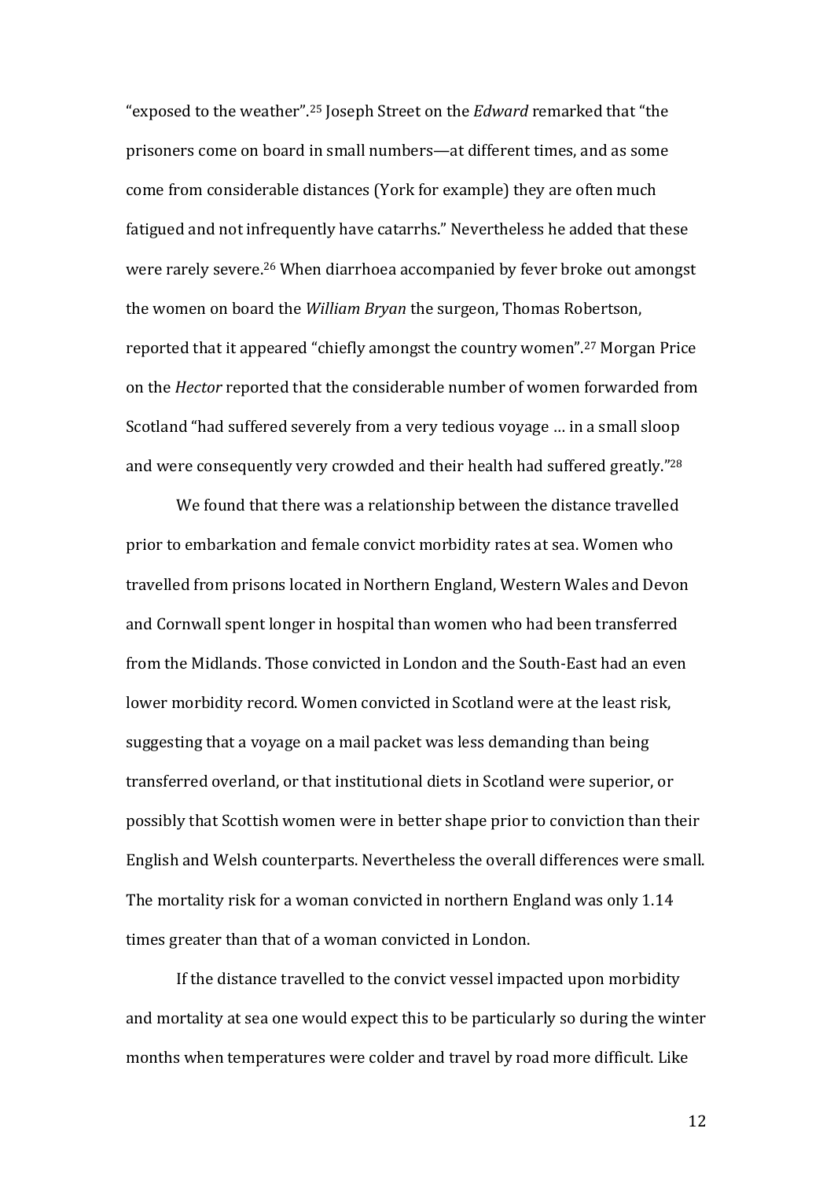"exposed to the weather".[25] Joseph Street on the *Edward* remarked that "the prisoners come on board in small numbers—at different times, and as some come from considerable distances (York for example) they are often much fatigued and not infrequently have catarrhs." Nevertheless he added that these were rarely severe.[26] When diarrhoea accompanied by fever broke out amongst the women on board the *William Bryan* the surgeon, Thomas Robertson, reported that it appeared "chiefly amongst the country women".[27] Morgan Price on the *Hector* reported that the considerable number of women forwarded from Scotland "had suffered severely from a very tedious voyage … in a small sloop and were consequently very crowded and their health had suffered greatly."[28]

We found that there was a relationship between the distance travelled prior to embarkation and female convict morbidity rates at sea. Women who travelled from prisons located in Northern England, Western Wales and Devon and Cornwall spent longer in hospital than women who had been transferred from the Midlands. Those convicted in London and the South-East had an even lower morbidity record. Women convicted in Scotland were at the least risk, suggesting that a voyage on a mail packet was less demanding than being transferred overland, or that institutional diets in Scotland were superior, or possibly that Scottish women were in better shape prior to conviction than their English and Welsh counterparts. Nevertheless the overall differences were small. The mortality risk for a woman convicted in northern England was only 1.14 times greater than that of a woman convicted in London.

If the distance travelled to the convict vessel impacted upon morbidity and mortality at sea one would expect this to be particularly so during the winter months when temperatures were colder and travel by road more difficult. Like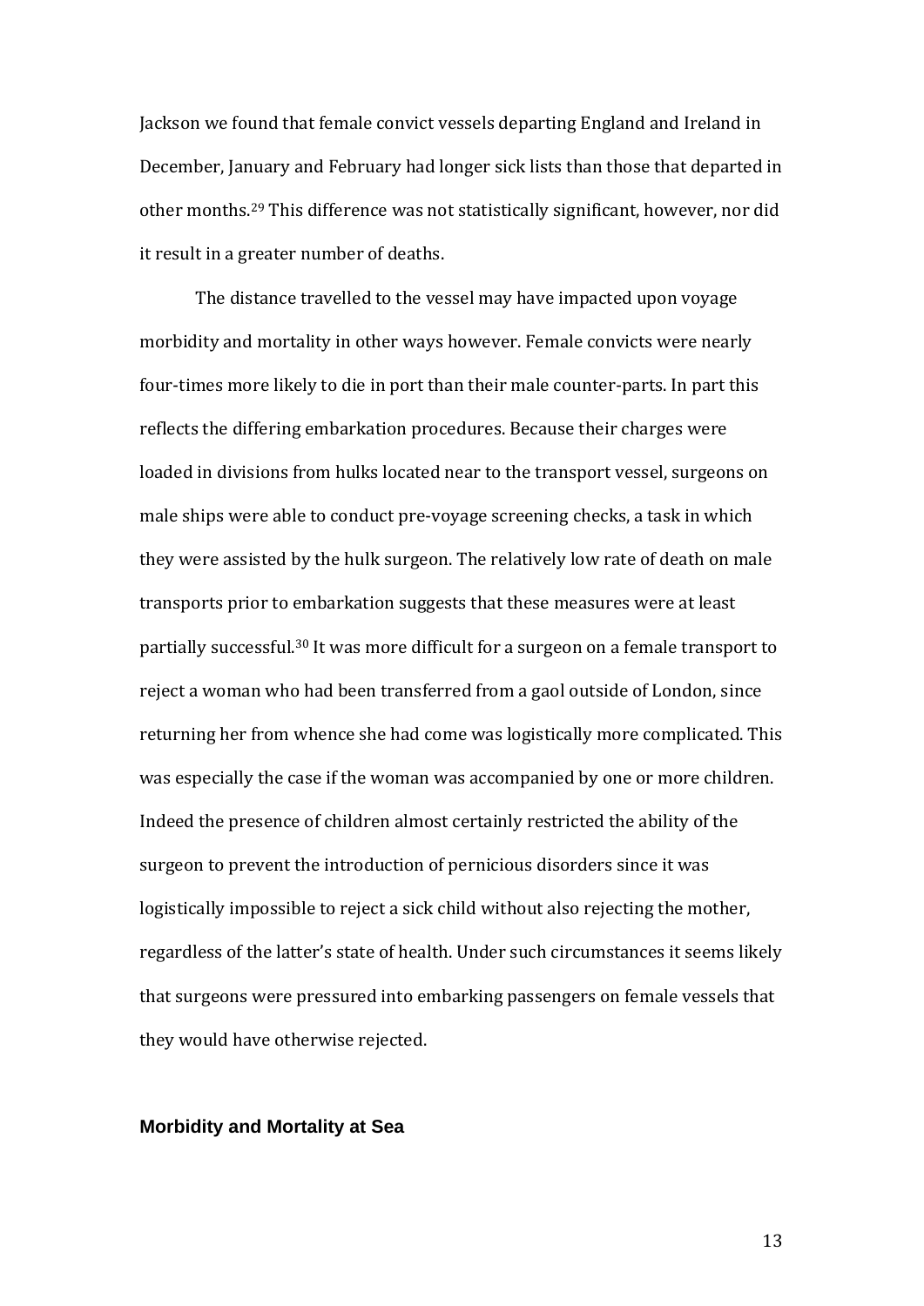Jackson we found that female convict vessels departing England and Ireland in December, January and February had longer sick lists than those that departed in other months.[29] This difference was not statistically significant, however, nor did it result in a greater number of deaths.

The distance travelled to the vessel may have impacted upon voyage morbidity and mortality in other ways however. Female convicts were nearly four-times more likely to die in port than their male counter-parts. In part this reflects the differing embarkation procedures. Because their charges were loaded in divisions from hulks located near to the transport vessel, surgeons on male ships were able to conduct pre-voyage screening checks, a task in which they were assisted by the hulk surgeon. The relatively low rate of death on male transports prior to embarkation suggests that these measures were at least partially successful.[30] It was more difficult for a surgeon on a female transport to reject a woman who had been transferred from a gaol outside of London, since returning her from whence she had come was logistically more complicated. This was especially the case if the woman was accompanied by one or more children. Indeed the presence of children almost certainly restricted the ability of the surgeon to prevent the introduction of pernicious disorders since it was logistically impossible to reject a sick child without also rejecting the mother, regardless of the latter's state of health. Under such circumstances it seems likely that surgeons were pressured into embarking passengers on female vessels that they would have otherwise rejected.

## Morbidity and Mortality at Sea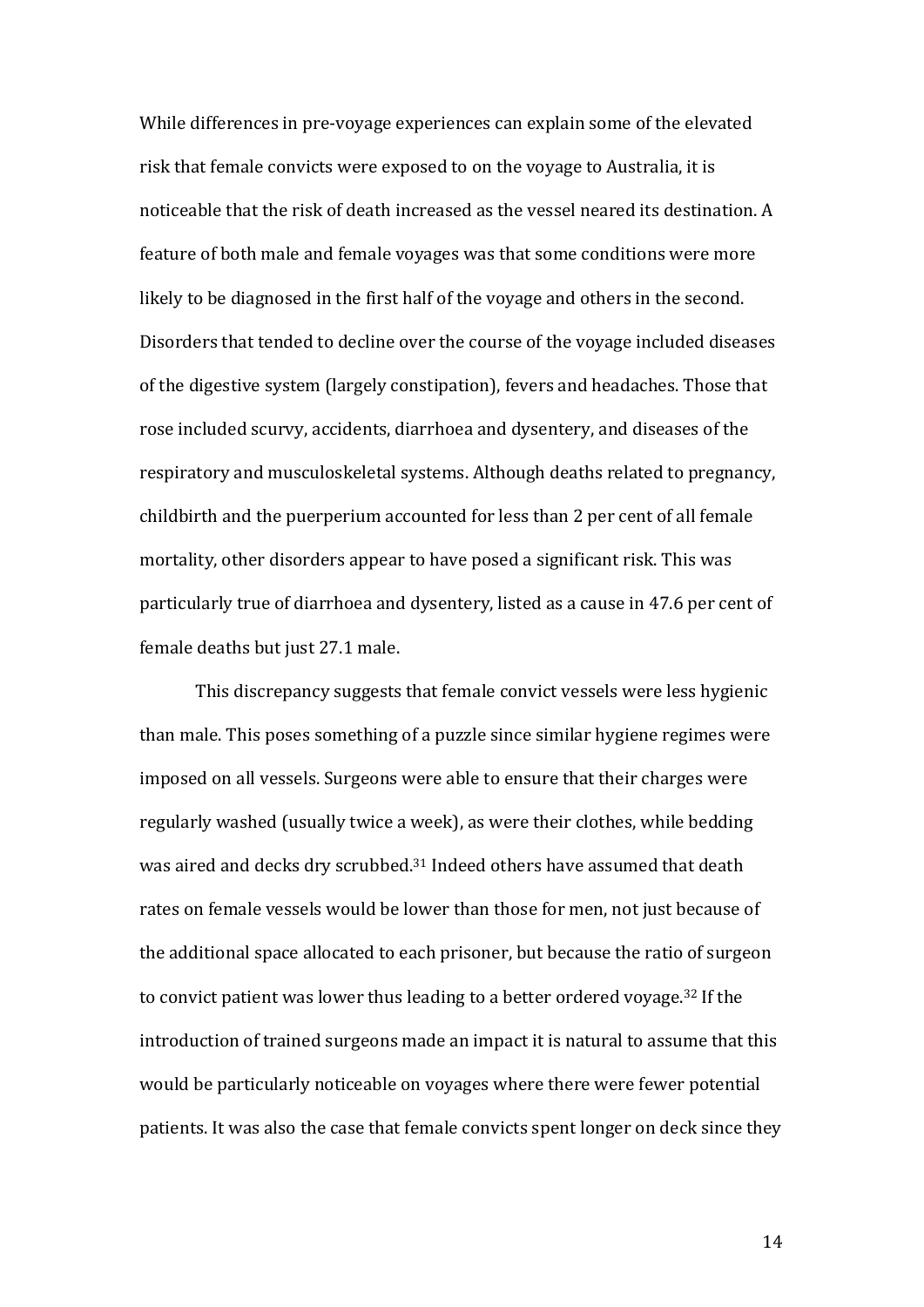While differences in pre-voyage experiences can explain some of the elevated risk that female convicts were exposed to on the voyage to Australia, it is noticeable that the risk of death increased as the vessel neared its destination. A feature of both male and female voyages was that some conditions were more likely to be diagnosed in the first half of the voyage and others in the second. Disorders that tended to decline over the course of the voyage included diseases of the digestive system (largely constipation), fevers and headaches. Those that rose included scurvy, accidents, diarrhoea and dysentery, and diseases of the respiratory and musculoskeletal systems. Although deaths related to pregnancy, childbirth and the puerperium accounted for less than 2 per cent of all female mortality, other disorders appear to have posed a significant risk. This was particularly true of diarrhoea and dysentery, listed as a cause in 47.6 per cent of female deaths but just 27.1 male.

This discrepancy suggests that female convict vessels were less hygienic than male. This poses something of a puzzle since similar hygiene regimes were imposed on all vessels. Surgeons were able to ensure that their charges were regularly washed (usually twice a week), as were their clothes, while bedding was aired and decks dry scrubbed.[31] Indeed others have assumed that death rates on female vessels would be lower than those for men, not just because of the additional space allocated to each prisoner, but because the ratio of surgeon to convict patient was lower thus leading to a better ordered voyage.[32] If the introduction of trained surgeons made an impact it is natural to assume that this would be particularly noticeable on voyages where there were fewer potential patients. It was also the case that female convicts spent longer on deck since they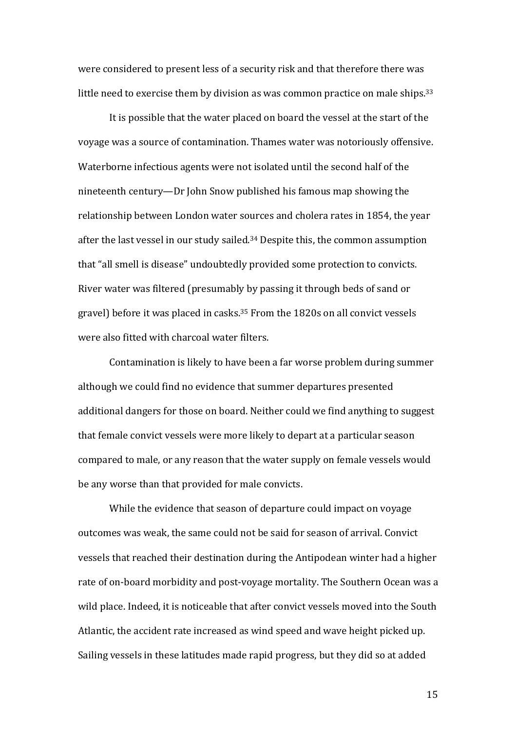were considered to present less of a security risk and that therefore there was little need to exercise them by division as was common practice on male ships.[33]

It is possible that the water placed on board the vessel at the start of the voyage was a source of contamination. Thames water was notoriously offensive. Waterborne infectious agents were not isolated until the second half of the nineteenth century—Dr John Snow published his famous map showing the relationship between London water sources and cholera rates in 1854, the year after the last vessel in our study sailed.[34] Despite this, the common assumption that "all smell is disease" undoubtedly provided some protection to convicts. River water was filtered (presumably by passing it through beds of sand or gravel) before it was placed in casks.[35] From the 1820s on all convict vessels were also fitted with charcoal water filters.

Contamination is likely to have been a far worse problem during summer although we could find no evidence that summer departures presented additional dangers for those on board. Neither could we find anything to suggest that female convict vessels were more likely to depart at a particular season compared to male, or any reason that the water supply on female vessels would be any worse than that provided for male convicts.

While the evidence that season of departure could impact on voyage outcomes was weak, the same could not be said for season of arrival. Convict vessels that reached their destination during the Antipodean winter had a higher rate of on-board morbidity and post-voyage mortality. The Southern Ocean was a wild place. Indeed, it is noticeable that after convict vessels moved into the South Atlantic, the accident rate increased as wind speed and wave height picked up. Sailing vessels in these latitudes made rapid progress, but they did so at added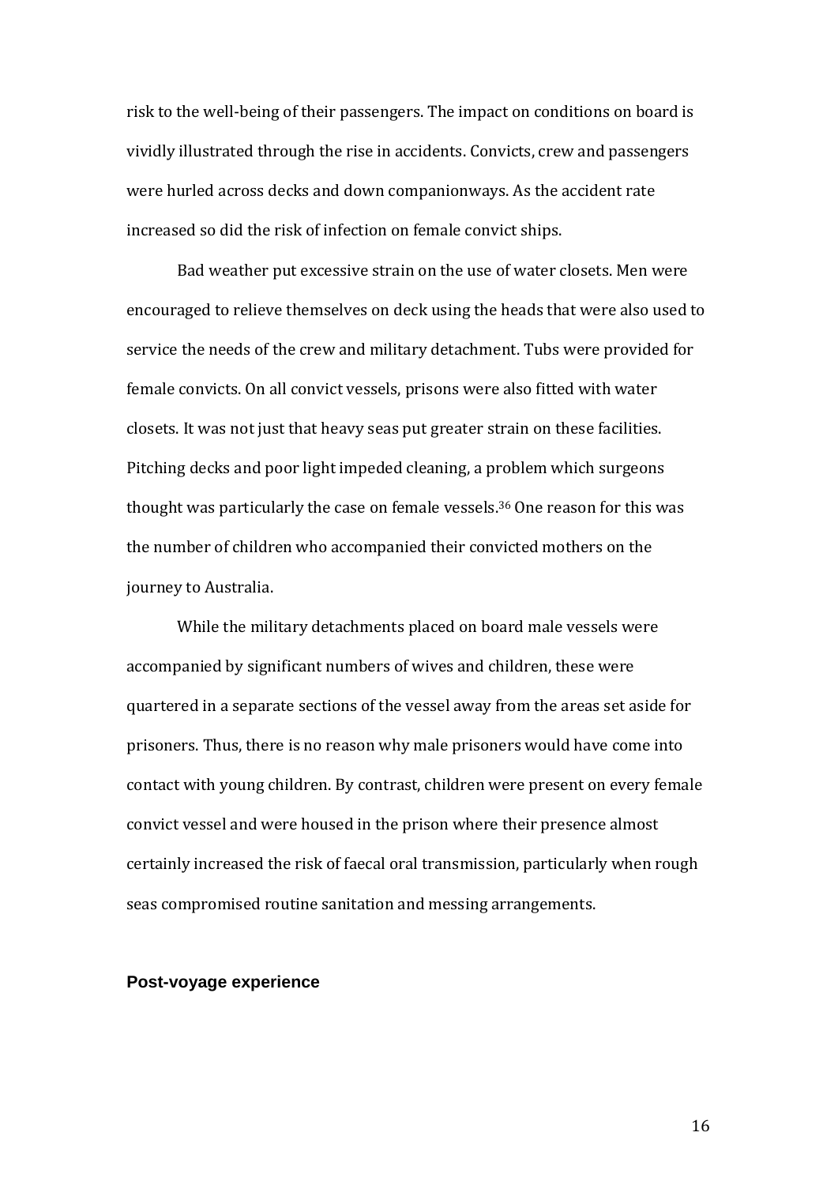risk to the well-being of their passengers. The impact on conditions on board is vividly illustrated through the rise in accidents. Convicts, crew and passengers were hurled across decks and down companionways. As the accident rate increased so did the risk of infection on female convict ships.

Bad weather put excessive strain on the use of water closets. Men were encouraged to relieve themselves on deck using the heads that were also used to service the needs of the crew and military detachment. Tubs were provided for female convicts. On all convict vessels, prisons were also fitted with water closets. It was not just that heavy seas put greater strain on these facilities. Pitching decks and poor light impeded cleaning, a problem which surgeons thought was particularly the case on female vessels.[36] One reason for this was the number of children who accompanied their convicted mothers on the journey to Australia.

While the military detachments placed on board male vessels were accompanied by significant numbers of wives and children, these were quartered in a separate sections of the vessel away from the areas set aside for prisoners. Thus, there is no reason why male prisoners would have come into contact with young children. By contrast, children were present on every female convict vessel and were housed in the prison where their presence almost certainly increased the risk of faecal oral transmission, particularly when rough seas compromised routine sanitation and messing arrangements.

## Post-voyage experience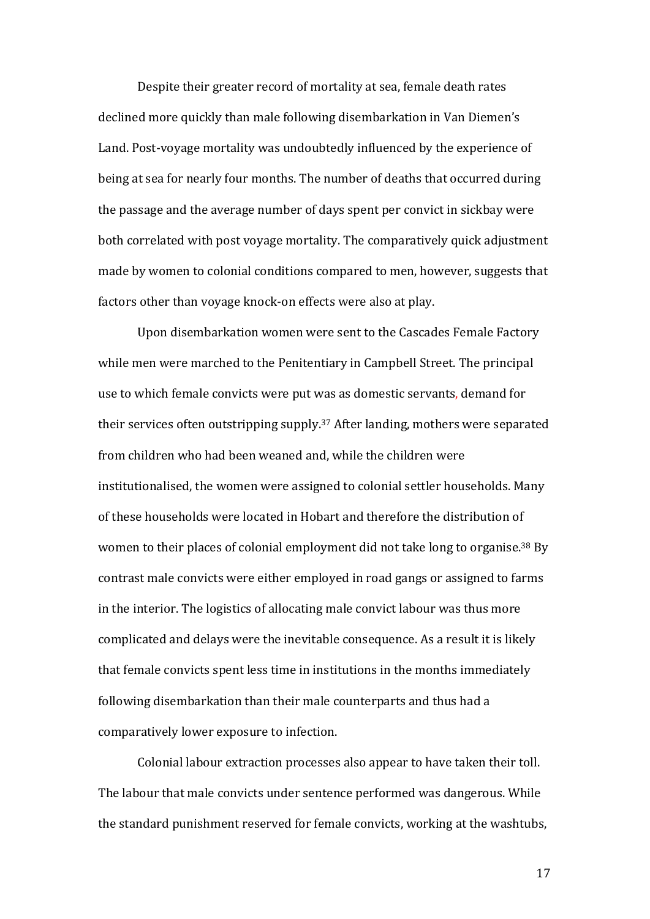Despite their greater record of mortality at sea, female death rates declined more quickly than male following disembarkation in Van Diemen's Land. Post-voyage mortality was undoubtedly influenced by the experience of being at sea for nearly four months. The number of deaths that occurred during the passage and the average number of days spent per convict in sickbay were both correlated with post voyage mortality. The comparatively quick adjustment made by women to colonial conditions compared to men, however, suggests that factors other than voyage knock-on effects were also at play.

Upon disembarkation women were sent to the Cascades Female Factory while men were marched to the Penitentiary in Campbell Street. The principal use to which female convicts were put was as domestic servants, demand for their services often outstripping supply.[37] After landing, mothers were separated from children who had been weaned and, while the children were institutionalised, the women were assigned to colonial settler households. Many of these households were located in Hobart and therefore the distribution of women to their places of colonial employment did not take long to organise.[38] By contrast male convicts were either employed in road gangs or assigned to farms in the interior. The logistics of allocating male convict labour was thus more complicated and delays were the inevitable consequence. As a result it is likely that female convicts spent less time in institutions in the months immediately following disembarkation than their male counterparts and thus had a comparatively lower exposure to infection.

Colonial labour extraction processes also appear to have taken their toll. The labour that male convicts under sentence performed was dangerous. While the standard punishment reserved for female convicts, working at the washtubs,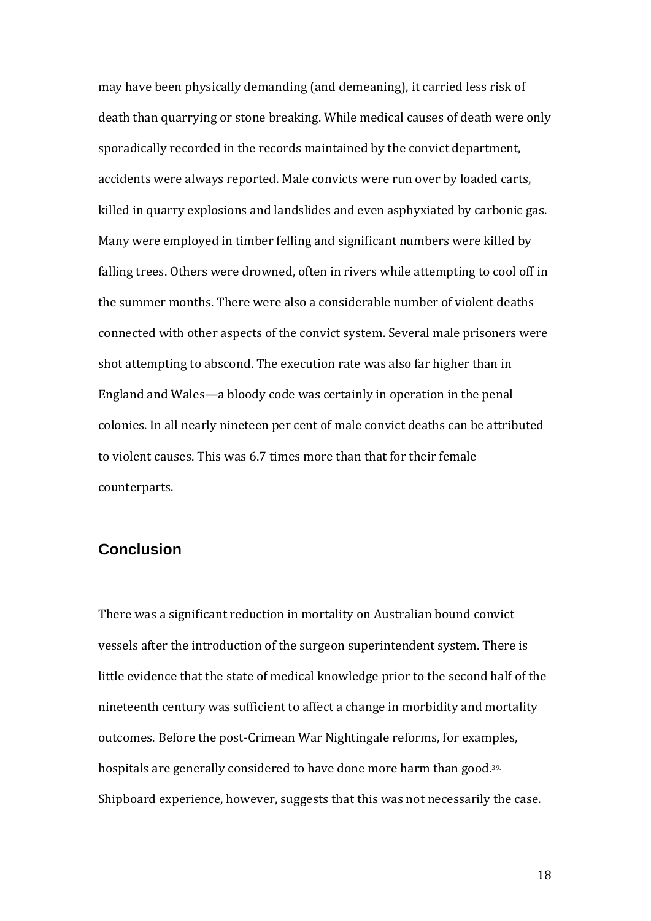may have been physically demanding (and demeaning), it carried less risk of death than quarrying or stone breaking. While medical causes of death were only sporadically recorded in the records maintained by the convict department, accidents were always reported. Male convicts were run over by loaded carts, killed in quarry explosions and landslides and even asphyxiated by carbonic gas. Many were employed in timber felling and significant numbers were killed by falling trees. Others were drowned, often in rivers while attempting to cool off in the summer months. There were also a considerable number of violent deaths connected with other aspects of the convict system. Several male prisoners were shot attempting to abscond. The execution rate was also far higher than in England and Wales—a bloody code was certainly in operation in the penal colonies. In all nearly nineteen per cent of male convict deaths can be attributed to violent causes. This was 6.7 times more than that for their female counterparts.

## Conclusion

There was a significant reduction in mortality on Australian bound convict vessels after the introduction of the surgeon superintendent system. There is little evidence that the state of medical knowledge prior to the second half of the nineteenth century was sufficient to affect a change in morbidity and mortality outcomes. Before the post-Crimean War Nightingale reforms, for examples, hospitals are generally considered to have done more harm than good.[39.] Shipboard experience, however, suggests that this was not necessarily the case.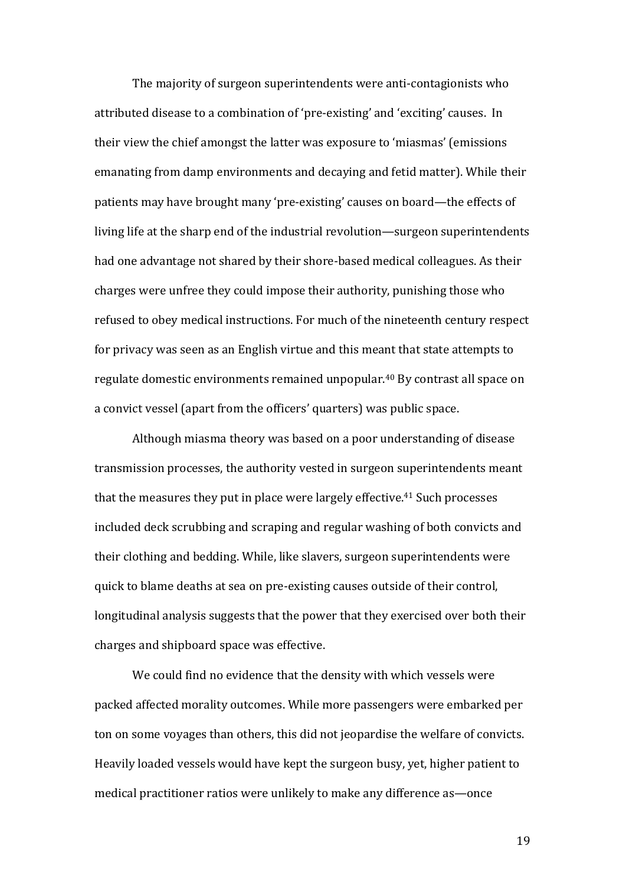The majority of surgeon superintendents were anti-contagionists who attributed disease to a combination of 'pre-existing' and 'exciting' causes. In their view the chief amongst the latter was exposure to 'miasmas' (emissions emanating from damp environments and decaying and fetid matter). While their patients may have brought many 'pre-existing' causes on board—the effects of living life at the sharp end of the industrial revolution—surgeon superintendents had one advantage not shared by their shore-based medical colleagues. As their charges were unfree they could impose their authority, punishing those who refused to obey medical instructions. For much of the nineteenth century respect for privacy was seen as an English virtue and this meant that state attempts to regulate domestic environments remained unpopular.[40] By contrast all space on a convict vessel (apart from the officers' quarters) was public space.

Although miasma theory was based on a poor understanding of disease transmission processes, the authority vested in surgeon superintendents meant that the measures they put in place were largely effective.[41] Such processes included deck scrubbing and scraping and regular washing of both convicts and their clothing and bedding. While, like slavers, surgeon superintendents were quick to blame deaths at sea on pre-existing causes outside of their control, longitudinal analysis suggests that the power that they exercised over both their charges and shipboard space was effective.

We could find no evidence that the density with which vessels were packed affected morality outcomes. While more passengers were embarked per ton on some voyages than others, this did not jeopardise the welfare of convicts. Heavily loaded vessels would have kept the surgeon busy, yet, higher patient to medical practitioner ratios were unlikely to make any difference as—once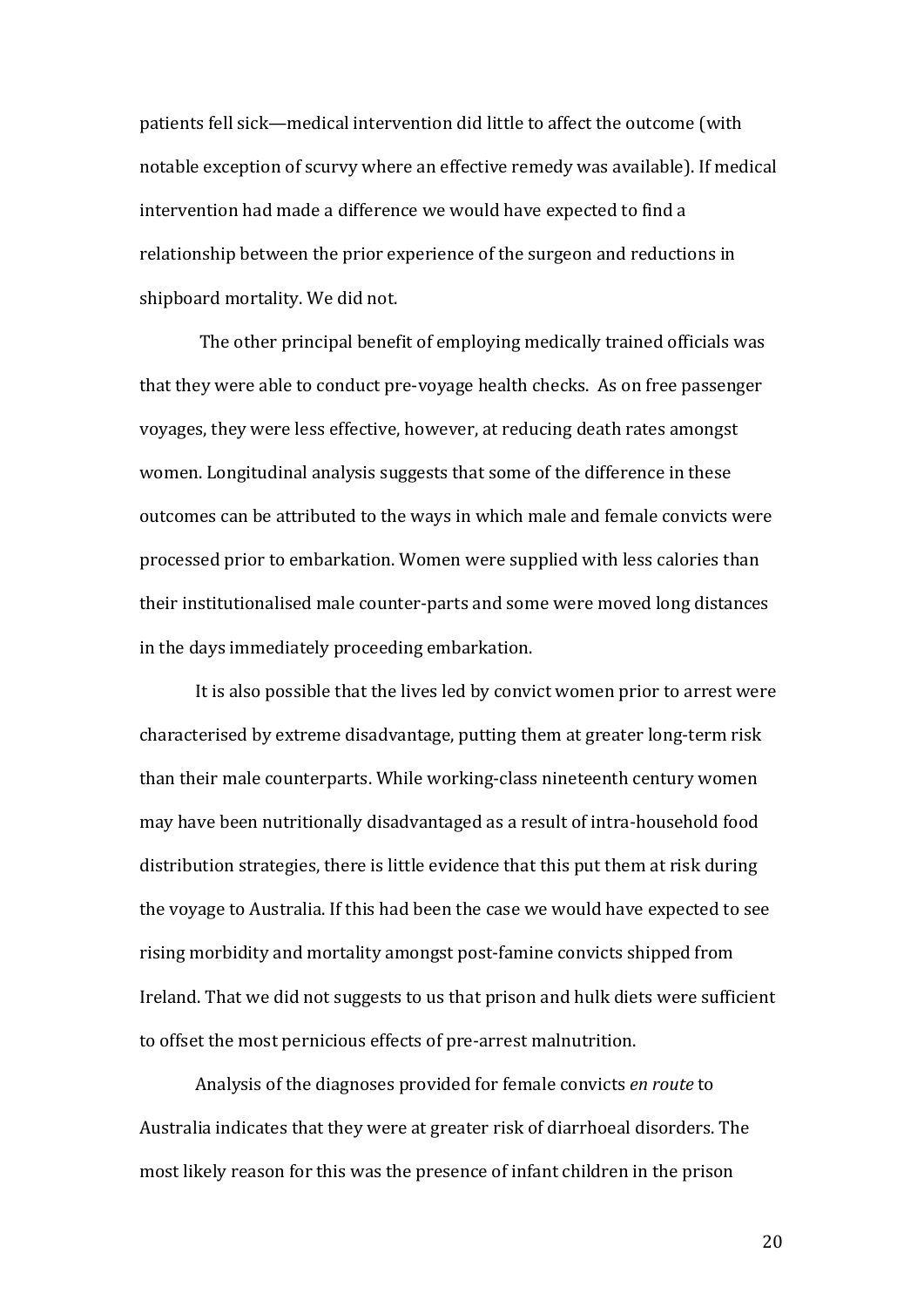patients fell sick—medical intervention did little to affect the outcome (with notable exception of scurvy where an effective remedy was available). If medical intervention had made a difference we would have expected to find a relationship between the prior experience of the surgeon and reductions in shipboard mortality. We did not.

The other principal benefit of employing medically trained officials was that they were able to conduct pre-voyage health checks. As on free passenger voyages, they were less effective, however, at reducing death rates amongst women. Longitudinal analysis suggests that some of the difference in these outcomes can be attributed to the ways in which male and female convicts were processed prior to embarkation. Women were supplied with less calories than their institutionalised male counter-parts and some were moved long distances in the days immediately proceeding embarkation.

It is also possible that the lives led by convict women prior to arrest were characterised by extreme disadvantage, putting them at greater long-term risk than their male counterparts. While working-class nineteenth century women may have been nutritionally disadvantaged as a result of intra-household food distribution strategies, there is little evidence that this put them at risk during the voyage to Australia. If this had been the case we would have expected to see rising morbidity and mortality amongst post-famine convicts shipped from Ireland. That we did not suggests to us that prison and hulk diets were sufficient to offset the most pernicious effects of pre-arrest malnutrition.

Analysis of the diagnoses provided for female convicts *en route* to Australia indicates that they were at greater risk of diarrhoeal disorders. The most likely reason for this was the presence of infant children in the prison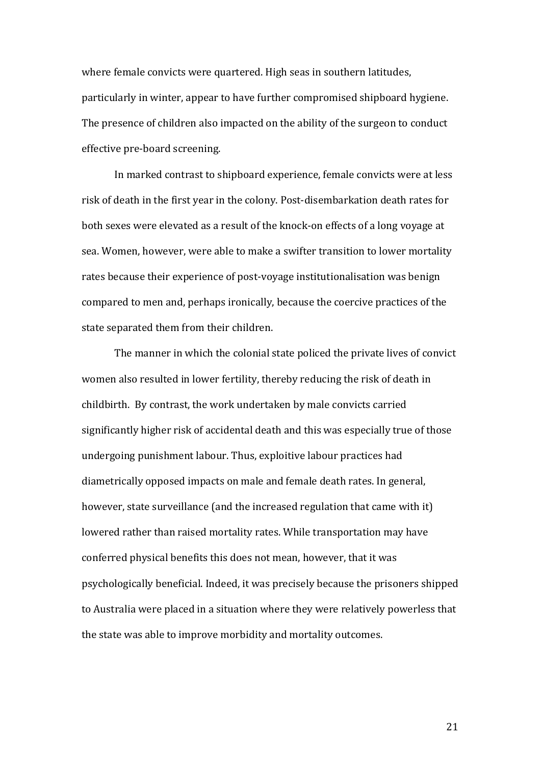where female convicts were quartered. High seas in southern latitudes, particularly in winter, appear to have further compromised shipboard hygiene. The presence of children also impacted on the ability of the surgeon to conduct effective pre-board screening.

In marked contrast to shipboard experience, female convicts were at less risk of death in the first year in the colony. Post-disembarkation death rates for both sexes were elevated as a result of the knock-on effects of a long voyage at sea. Women, however, were able to make a swifter transition to lower mortality rates because their experience of post-voyage institutionalisation was benign compared to men and, perhaps ironically, because the coercive practices of the state separated them from their children.

The manner in which the colonial state policed the private lives of convict women also resulted in lower fertility, thereby reducing the risk of death in childbirth. By contrast, the work undertaken by male convicts carried significantly higher risk of accidental death and this was especially true of those undergoing punishment labour. Thus, exploitive labour practices had diametrically opposed impacts on male and female death rates. In general, however, state surveillance (and the increased regulation that came with it) lowered rather than raised mortality rates. While transportation may have conferred physical benefits this does not mean, however, that it was psychologically beneficial. Indeed, it was precisely because the prisoners shipped to Australia were placed in a situation where they were relatively powerless that the state was able to improve morbidity and mortality outcomes.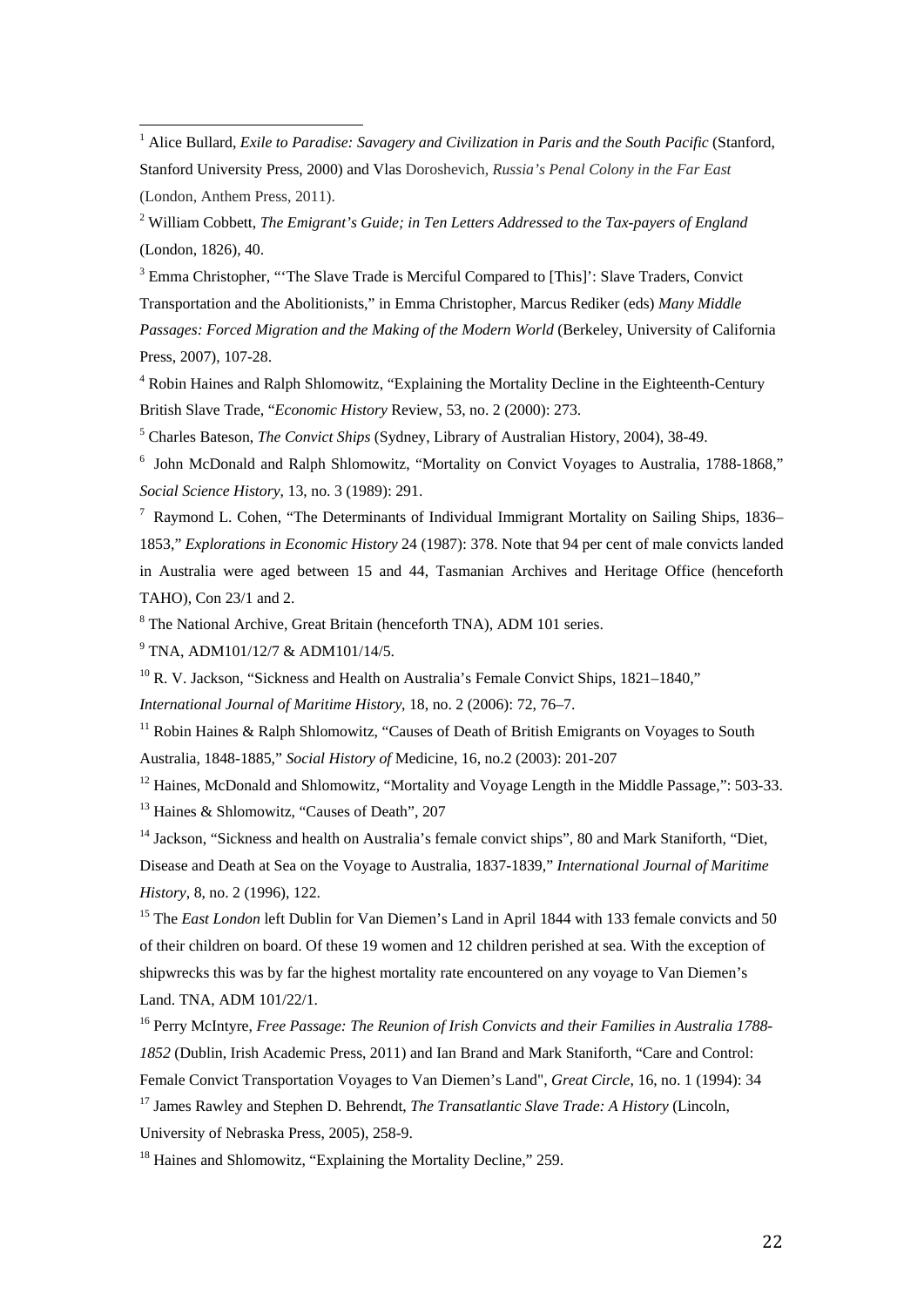[1] Alice Bullard, *Exile to Paradise: Savagery and Civilization in Paris and the South Pacific* (Stanford, Stanford University Press, 2000) and Vlas Doroshevich, *Russia's Penal Colony in the Far East* (London, Anthem Press, 2011).

[2] William Cobbett, *The Emigrant's Guide; in Ten Letters Addressed to the Tax-payers of England* (London, 1826), 40.

[3] Emma Christopher, "'The Slave Trade is Merciful Compared to [This]': Slave Traders, Convict Transportation and the Abolitionists," in Emma Christopher, Marcus Rediker (eds) *Many Middle Passages: Forced Migration and the Making of the Modern World* (Berkeley, University of California Press, 2007), 107-28.

[4] Robin Haines and Ralph Shlomowitz, "Explaining the Mortality Decline in the Eighteenth-Century British Slave Trade, "*Economic History* Review, 53, no. 2 (2000): 273.

[5] Charles Bateson, *The Convict Ships* (Sydney, Library of Australian History, 2004), 38-49.

[6] John McDonald and Ralph Shlomowitz, "Mortality on Convict Voyages to Australia, 1788-1868," *Social Science History,* 13, no. 3 (1989): 291.

[7] Raymond L. Cohen, "The Determinants of Individual Immigrant Mortality on Sailing Ships, 1836–1853," *Explorations in Economic History* 24 (1987): 378. Note that 94 per cent of male convicts landed in Australia were aged between 15 and 44, Tasmanian Archives and Heritage Office (henceforth TAHO), Con 23/1 and 2.

[8] The National Archive, Great Britain (henceforth TNA), ADM 101 series.

[9] TNA, ADM101/12/7 & ADM101/14/5.

[10] R. V. Jackson, "Sickness and Health on Australia's Female Convict Ships, 1821–1840," *International Journal of Maritime History*, 18, no. 2 (2006): 72, 76–7.

[11] Robin Haines & Ralph Shlomowitz, "Causes of Death of British Emigrants on Voyages to South Australia, 1848-1885," *Social History of* Medicine, 16, no.2 (2003): 201-207

[12] Haines, McDonald and Shlomowitz, "Mortality and Voyage Length in the Middle Passage,": 503-33.

[13] Haines & Shlomowitz, "Causes of Death", 207

[14] Jackson, "Sickness and health on Australia's female convict ships", 80 and Mark Staniforth, "Diet, Disease and Death at Sea on the Voyage to Australia, 1837-1839," *International Journal of Maritime History*, 8, no. 2 (1996), 122.

[15] The *East London* left Dublin for Van Diemen's Land in April 1844 with 133 female convicts and 50 of their children on board. Of these 19 women and 12 children perished at sea. With the exception of shipwrecks this was by far the highest mortality rate encountered on any voyage to Van Diemen's Land. TNA, ADM 101/22/1.

[16] Perry McIntyre, *Free Passage: The Reunion of Irish Convicts and their Families in Australia 1788-1852* (Dublin, Irish Academic Press, 2011) and Ian Brand and Mark Staniforth, "Care and Control: Female Convict Transportation Voyages to Van Diemen's Land", *Great Circle*, 16, no. 1 (1994): 34

[17] James Rawley and Stephen D. Behrendt, *The Transatlantic Slave Trade: A History* (Lincoln, University of Nebraska Press, 2005), 258-9.

[18] Haines and Shlomowitz, "Explaining the Mortality Decline," 259.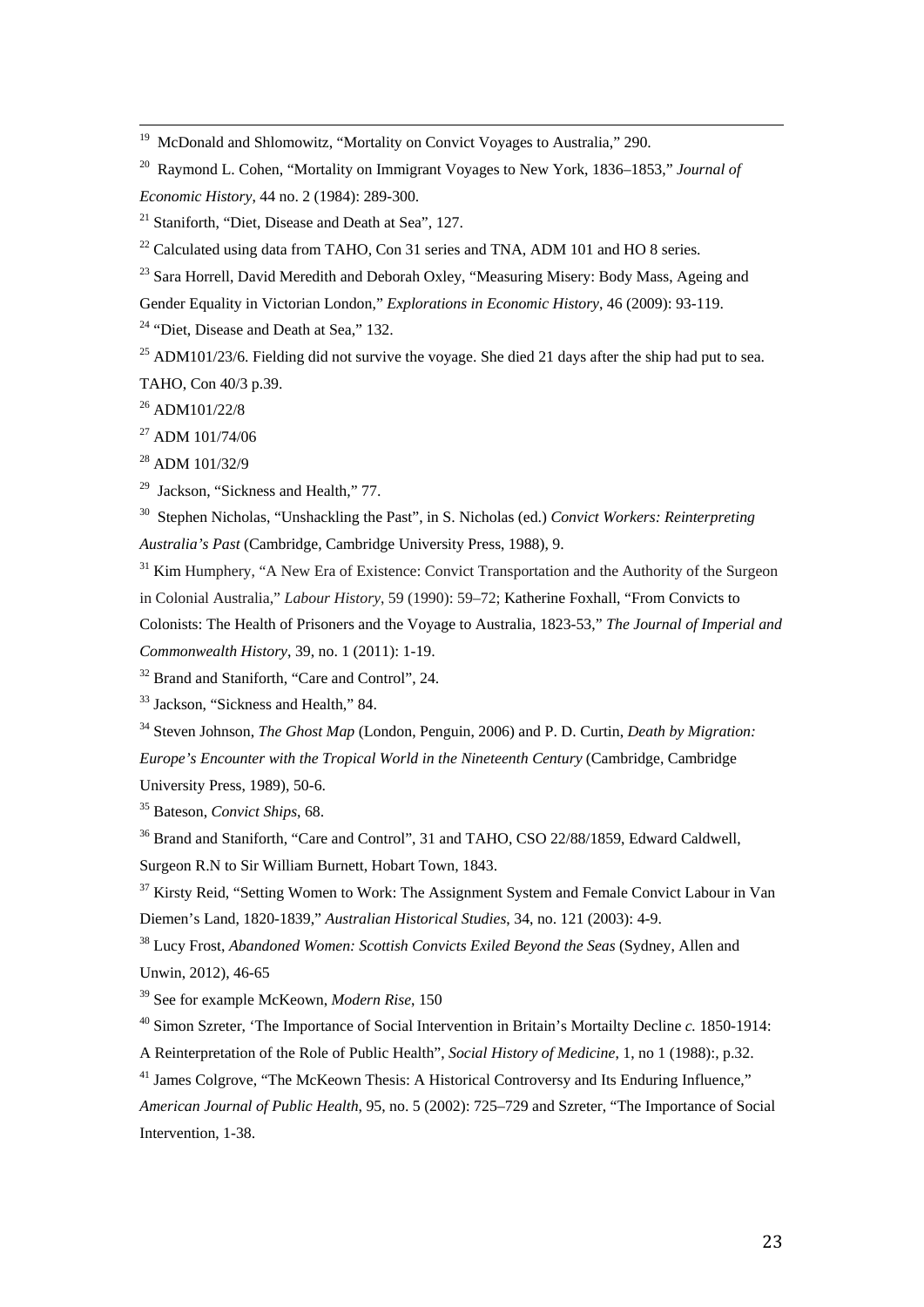[19] McDonald and Shlomowitz, "Mortality on Convict Voyages to Australia," 290.

[20] Raymond L. Cohen, "Mortality on Immigrant Voyages to New York, 1836–1853," *Journal of Economic History*, 44 no. 2 (1984): 289-300.

[21] Staniforth, "Diet, Disease and Death at Sea", 127.

[22] Calculated using data from TAHO, Con 31 series and TNA, ADM 101 and HO 8 series.

[23] Sara Horrell, David Meredith and Deborah Oxley, "Measuring Misery: Body Mass, Ageing and Gender Equality in Victorian London," *Explorations in Economic History*, 46 (2009): 93-119.

[24] "Diet, Disease and Death at Sea," 132.

[25] ADM101/23/6. Fielding did not survive the voyage. She died 21 days after the ship had put to sea. TAHO, Con 40/3 p.39.

[26] ADM101/22/8

[27] ADM 101/74/06

[28] ADM 101/32/9

[29] Jackson, "Sickness and Health," 77.

[30] Stephen Nicholas, "Unshackling the Past", in S. Nicholas (ed.) *Convict Workers: Reinterpreting Australia's Past* (Cambridge, Cambridge University Press, 1988), 9.

[31] Kim Humphery, "A New Era of Existence: Convict Transportation and the Authority of the Surgeon in Colonial Australia," *Labour History*, 59 (1990): 59–72; Katherine Foxhall, "From Convicts to Colonists: The Health of Prisoners and the Voyage to Australia, 1823-53," *The Journal of Imperial and Commonwealth History*, 39, no. 1 (2011): 1-19.

[32] Brand and Staniforth, "Care and Control", 24.

[33] Jackson, "Sickness and Health," 84.

[34] Steven Johnson, *The Ghost Map* (London, Penguin, 2006) and P. D. Curtin, *Death by Migration: Europe's Encounter with the Tropical World in the Nineteenth Century* (Cambridge, Cambridge University Press, 1989), 50-6.

[35] Bateson, *Convict Ships*, 68.

[36] Brand and Staniforth, "Care and Control", 31 and TAHO, CSO 22/88/1859, Edward Caldwell, Surgeon R.N to Sir William Burnett, Hobart Town, 1843.

[37] Kirsty Reid, "Setting Women to Work: The Assignment System and Female Convict Labour in Van Diemen's Land, 1820-1839," *Australian Historical Studies*, 34, no. 121 (2003): 4-9.

[38] Lucy Frost, *Abandoned Women: Scottish Convicts Exiled Beyond the Seas* (Sydney, Allen and Unwin, 2012), 46-65

[39] See for example McKeown, *Modern Rise*, 150

[40] Simon Szreter, 'The Importance of Social Intervention in Britain's Mortailty Decline *c.* 1850-1914: A Reinterpretation of the Role of Public Health", *Social History of Medicine,* 1, no 1 (1988):, p.32.

[41] James Colgrove, "The McKeown Thesis: A Historical Controversy and Its Enduring Influence," *American Journal of Public Health*, 95, no. 5 (2002): 725–729 and Szreter, "The Importance of Social Intervention, 1-38.